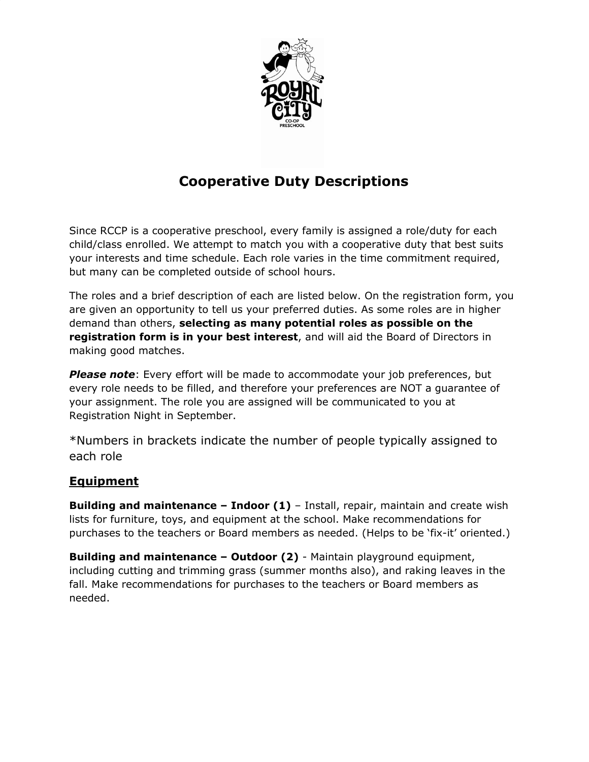# Cooperative Duty Descriptions

Since RCCP is a cooperative preschool, every family is assigned a role/duty for each child/class enrolled. We attempt to match you with a cooperative duty that best suits your interests and time schedule. Each role varies in the time commitment required, but many can be completed outside of school hours.

The roles and a brief description of each are listed below. On the registration form, you are given an opportunity to tell us your preferred duties. As some roles are in higher demand than others, **selecting as many potential roles as possible on the registration form is in your best interest**, and will aid the Board of Directors in making good matches.

***Please note***: Every effort will be made to accommodate your job preferences, but every role needs to be filled, and therefore your preferences are NOT a guarantee of your assignment. The role you are assigned will be communicated to you at Registration Night in September.

*Numbers in brackets indicate the number of people typically assigned to each role

## Equipment

**Building and maintenance – Indoor (1)** – Install, repair, maintain and create wish lists for furniture, toys, and equipment at the school. Make recommendations for purchases to the teachers or Board members as needed. (Helps to be 'fix-it' oriented.)

**Building and maintenance – Outdoor (2)** - Maintain playground equipment, including cutting and trimming grass (summer months also), and raking leaves in the fall. Make recommendations for purchases to the teachers or Board members as needed.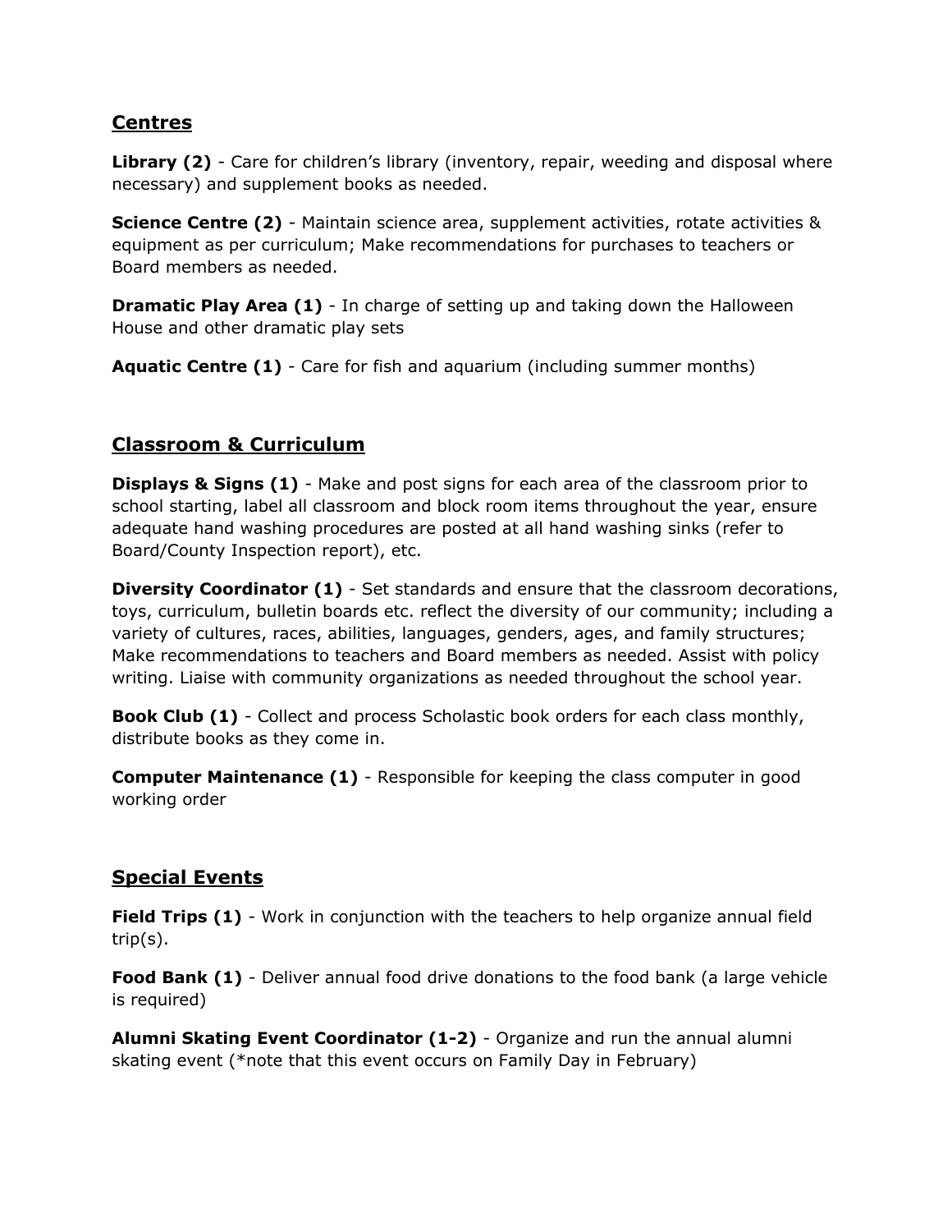## Centres

**Library (2)** - Care for children's library (inventory, repair, weeding and disposal where necessary) and supplement books as needed.

**Science Centre (2)** - Maintain science area, supplement activities, rotate activities & equipment as per curriculum; Make recommendations for purchases to teachers or Board members as needed.

**Dramatic Play Area (1)** - In charge of setting up and taking down the Halloween House and other dramatic play sets

**Aquatic Centre (1)** - Care for fish and aquarium (including summer months)

## Classroom & Curriculum

**Displays & Signs (1)** - Make and post signs for each area of the classroom prior to school starting, label all classroom and block room items throughout the year, ensure adequate hand washing procedures are posted at all hand washing sinks (refer to Board/County Inspection report), etc.

**Diversity Coordinator (1)** - Set standards and ensure that the classroom decorations, toys, curriculum, bulletin boards etc. reflect the diversity of our community; including a variety of cultures, races, abilities, languages, genders, ages, and family structures; Make recommendations to teachers and Board members as needed. Assist with policy writing. Liaise with community organizations as needed throughout the school year.

**Book Club (1)** - Collect and process Scholastic book orders for each class monthly, distribute books as they come in.

**Computer Maintenance (1)** - Responsible for keeping the class computer in good working order

## Special Events

**Field Trips (1)** - Work in conjunction with the teachers to help organize annual field trip(s).

**Food Bank (1)** - Deliver annual food drive donations to the food bank (a large vehicle is required)

**Alumni Skating Event Coordinator (1-2)** - Organize and run the annual alumni skating event (*note that this event occurs on Family Day in February)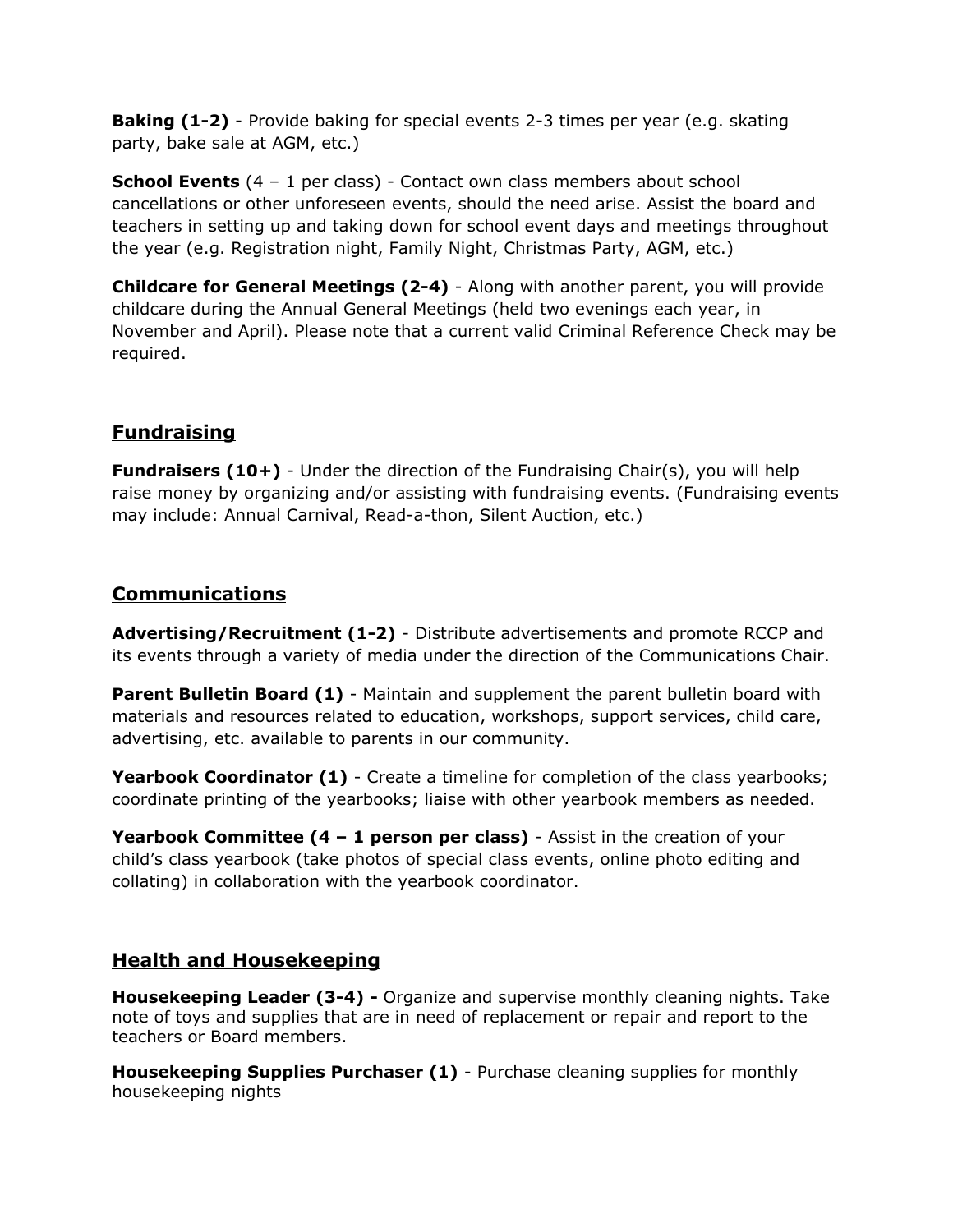**Baking (1-2)** - Provide baking for special events 2-3 times per year (e.g. skating party, bake sale at AGM, etc.)

**School Events** (4 – 1 per class) - Contact own class members about school cancellations or other unforeseen events, should the need arise. Assist the board and teachers in setting up and taking down for school event days and meetings throughout the year (e.g. Registration night, Family Night, Christmas Party, AGM, etc.)

**Childcare for General Meetings (2-4)** - Along with another parent, you will provide childcare during the Annual General Meetings (held two evenings each year, in November and April). Please note that a current valid Criminal Reference Check may be required.

## Fundraising

**Fundraisers (10+)** - Under the direction of the Fundraising Chair(s), you will help raise money by organizing and/or assisting with fundraising events. (Fundraising events may include: Annual Carnival, Read-a-thon, Silent Auction, etc.)

## Communications

**Advertising/Recruitment (1-2)** - Distribute advertisements and promote RCCP and its events through a variety of media under the direction of the Communications Chair.

**Parent Bulletin Board (1)** - Maintain and supplement the parent bulletin board with materials and resources related to education, workshops, support services, child care, advertising, etc. available to parents in our community.

**Yearbook Coordinator (1)** - Create a timeline for completion of the class yearbooks; coordinate printing of the yearbooks; liaise with other yearbook members as needed.

**Yearbook Committee (4 – 1 person per class)** - Assist in the creation of your child's class yearbook (take photos of special class events, online photo editing and collating) in collaboration with the yearbook coordinator.

## Health and Housekeeping

**Housekeeping Leader (3-4) -** Organize and supervise monthly cleaning nights. Take note of toys and supplies that are in need of replacement or repair and report to the teachers or Board members.

**Housekeeping Supplies Purchaser (1)** - Purchase cleaning supplies for monthly housekeeping nights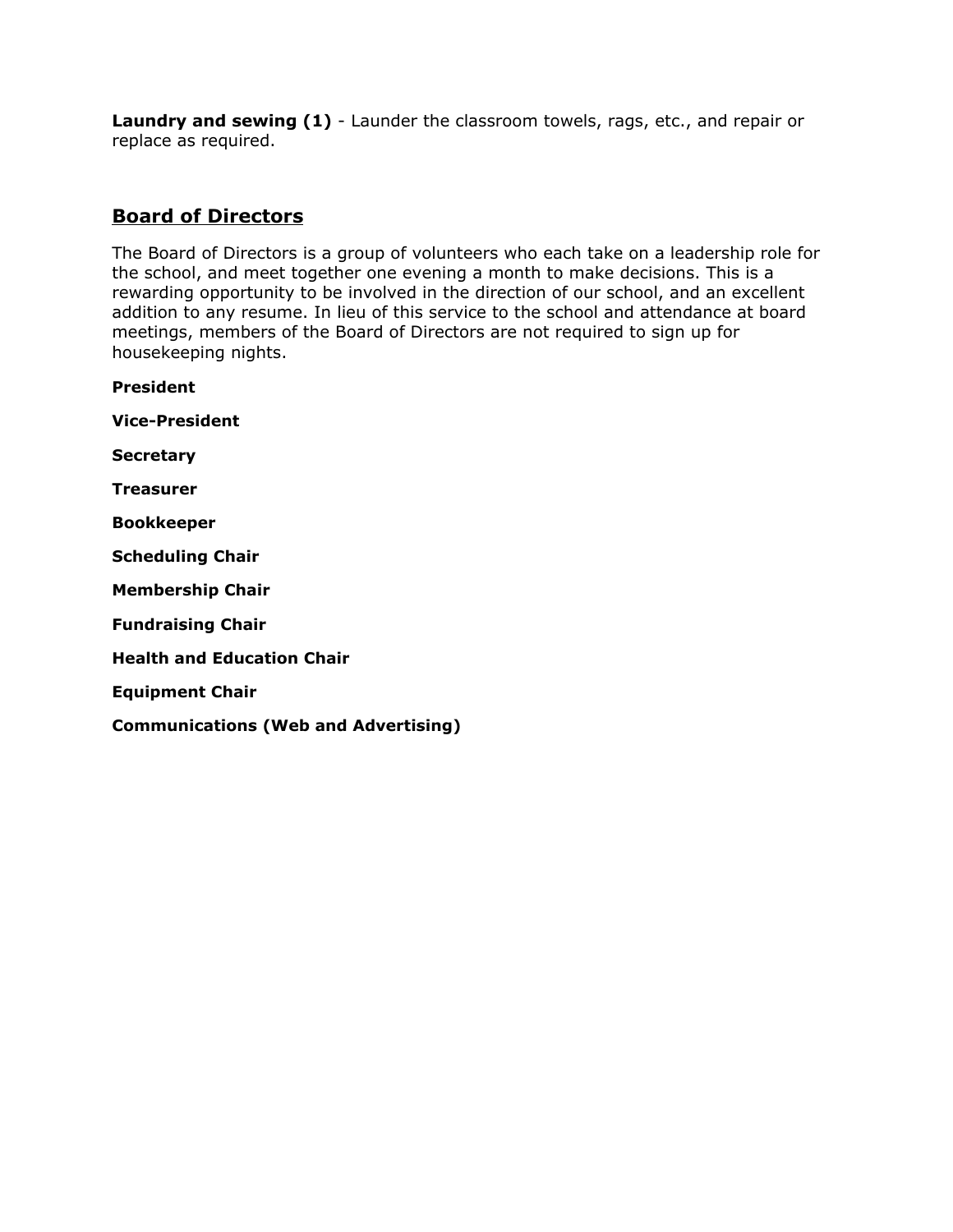**Laundry and sewing (1)** - Launder the classroom towels, rags, etc., and repair or replace as required.

## Board of Directors

The Board of Directors is a group of volunteers who each take on a leadership role for the school, and meet together one evening a month to make decisions. This is a rewarding opportunity to be involved in the direction of our school, and an excellent addition to any resume. In lieu of this service to the school and attendance at board meetings, members of the Board of Directors are not required to sign up for housekeeping nights.

**President**

**Vice-President**

**Secretary**

**Treasurer**

**Bookkeeper**

**Scheduling Chair**

**Membership Chair**

**Fundraising Chair**

**Health and Education Chair**

**Equipment Chair**

**Communications (Web and Advertising)**